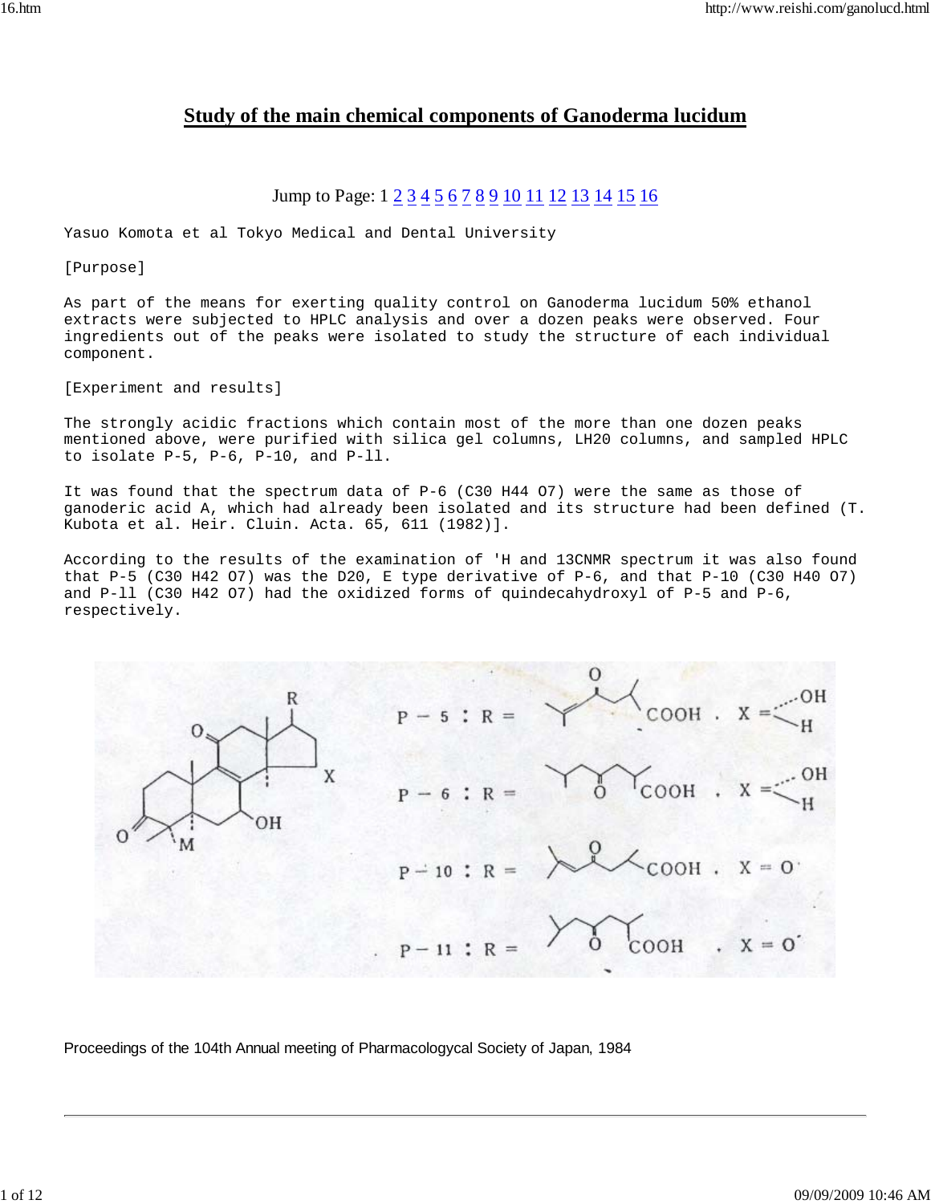# Study of the main chemical components of Ganoderma lucidum

Jump to Page: 1 2 3 4 5 6 7 8 9 10 11 12 13 14 15 16

Yasuo Komota et al Tokyo Medical and Dental University

[Purpose]

As part of the means for exerting quality control on Ganoderma lucidum 50% ethanol extracts were subjected to HPLC analysis and over a dozen peaks were observed. Four ingredients out of the peaks were isolated to study the structure of each individual component.

[Experiment and results]

The strongly acidic fractions which contain most of the more than one dozen peaks mentioned above, were purified with silica gel columns, LH20 columns, and sampled HPLC to isolate P-5, P-6, P-10, and P-ll.

It was found that the spectrum data of P-6 ($C_{30}H_{44}O_7$) were the same as those of ganoderic acid A, which had already been isolated and its structure had been defined (T. Kubota et al. Heir. Cluin. Acta. 65, 611 (1982)].

According to the results of the examination of 'H and 13CNMR spectrum it was also found that P-5 ($C_{30}H_{42}O_7$) was the D20, E type derivative of P-6, and that P-10 ($C_{30}H_{40}O_7$) and P-ll ($C_{30}H_{42}O_7$) had the oxidized forms of quindecahydroxyl of P-5 and P-6, respectively.

Proceedings of the 104th Annual meeting of Pharmacologycal Society of Japan, 1984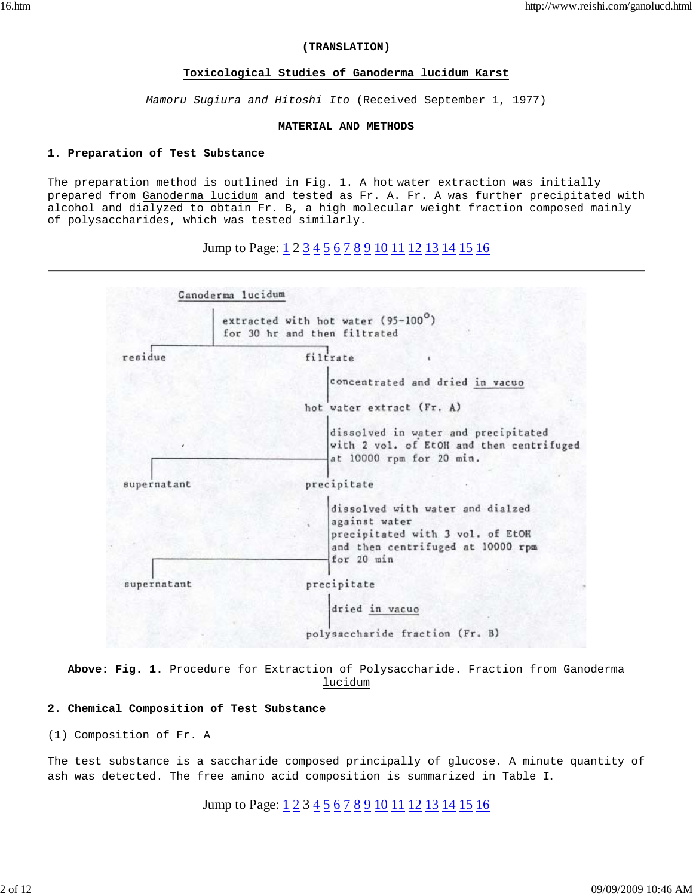**(TRANSLATION)**

## Toxicological Studies of Ganoderma lucidum Karst

*Mamoru Sugiura and Hitoshi Ito* (Received September 1, 1977)

### MATERIAL AND METHODS

**1. Preparation of Test Substance**

The preparation method is outlined in Fig. 1. A hot water extraction was initially prepared from Ganoderma lucidum and tested as Fr. A. Fr. A was further precipitated with alcohol and dialyzed to obtain Fr. B, a high molecular weight fraction composed mainly of polysaccharides, which was tested similarly.

Jump to Page: 1 2 3 4 5 6 7 8 9 10 11 12 13 14 15 16

---

```
Ganoderma lucidum
    |  extracted with hot water (95-100°)
    |  for 30 hr and then filtrated
residue                     filtrate
                                |  concentrated and dried in vacuo
                            hot water extract (Fr. A)
                                |  dissolved in water and precipitated
                                |  with 2 vol. of EtOH and then centrifuged
                                |  at 10000 rpm for 20 min.
supernatant                 precipitate
                                |  dissolved with water and dialzed
                                |  against water
                                |  precipitated with 3 vol. of EtOH
                                |  and then centrifuged at 10000 rpm
                                |  for 20 min
supernatant                 precipitate
                                |  dried in vacuo
                            polysaccharide fraction (Fr. B)
```

**Above: Fig. 1.** Procedure for Extraction of Polysaccharide. Fraction from Ganoderma lucidum

**2. Chemical Composition of Test Substance**

(1) Composition of Fr. A

The test substance is a saccharide composed principally of glucose. A minute quantity of ash was detected. The free amino acid composition is summarized in Table I.

Jump to Page: 1 2 3 4 5 6 7 8 9 10 11 12 13 14 15 16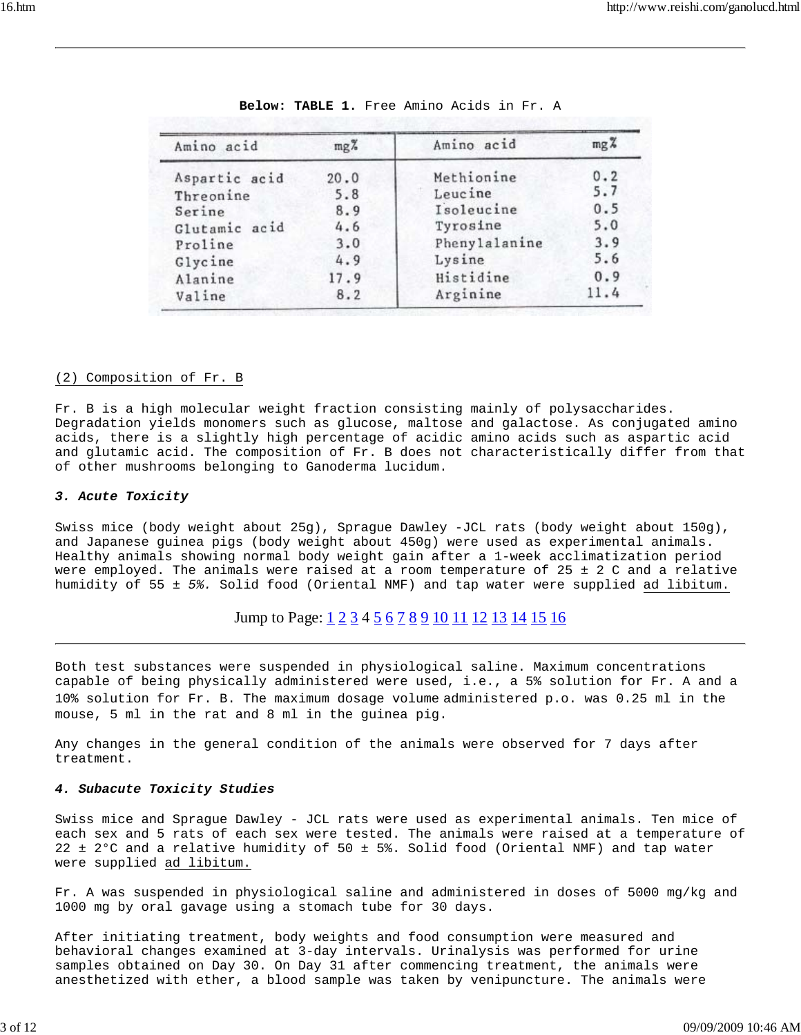**Below: TABLE 1.** Free Amino Acids in Fr. A

| Amino acid | mg% | Amino acid | mg% |
|---|---|---|---|
| Aspartic acid | 20.0 | Methionine | 0.2 |
| Threonine | 5.8 | Leucine | 5.7 |
| Serine | 8.9 | Isoleucine | 0.5 |
| Glutamic acid | 4.6 | Tyrosine | 5.0 |
| Proline | 3.0 | Phenylalanine | 3.9 |
| Glycine | 4.9 | Lysine | 5.6 |
| Alanine | 17.9 | Histidine | 0.9 |
| Valine | 8.2 | Arginine | 11.4 |

(2) Composition of Fr. B

Fr. B is a high molecular weight fraction consisting mainly of polysaccharides. Degradation yields monomers such as glucose, maltose and galactose. As conjugated amino acids, there is a slightly high percentage of acidic amino acids such as aspartic acid and glutamic acid. The composition of Fr. B does not characteristically differ from that of other mushrooms belonging to Ganoderma lucidum.

### *3. Acute Toxicity*

Swiss mice (body weight about 25g), Sprague Dawley -JCL rats (body weight about 150g), and Japanese guinea pigs (body weight about 450g) were used as experimental animals. Healthy animals showing normal body weight gain after a 1-week acclimatization period were employed. The animals were raised at a room temperature of 25 ± 2 C and a relative humidity of 55 ± *5%.* Solid food (Oriental NMF) and tap water were supplied ad libitum.

Jump to Page: 1 2 3 4 5 6 7 8 9 10 11 12 13 14 15 16

Both test substances were suspended in physiological saline. Maximum concentrations capable of being physically administered were used, i.e., a 5% solution for Fr. A and a 10% solution for Fr. B. The maximum dosage volume administered p.o. was 0.25 ml in the mouse, 5 ml in the rat and 8 ml in the guinea pig.

Any changes in the general condition of the animals were observed for 7 days after treatment.

### *4. Subacute Toxicity Studies*

Swiss mice and Sprague Dawley - JCL rats were used as experimental animals. Ten mice of each sex and 5 rats of each sex were tested. The animals were raised at a temperature of 22 ± 2°C and a relative humidity of 50 ± 5%. Solid food (Oriental NMF) and tap water were supplied ad libitum.

Fr. A was suspended in physiological saline and administered in doses of 5000 mg/kg and 1000 mg by oral gavage using a stomach tube for 30 days.

After initiating treatment, body weights and food consumption were measured and behavioral changes examined at 3-day intervals. Urinalysis was performed for urine samples obtained on Day 30. On Day 31 after commencing treatment, the animals were anesthetized with ether, a blood sample was taken by venipuncture. The animals were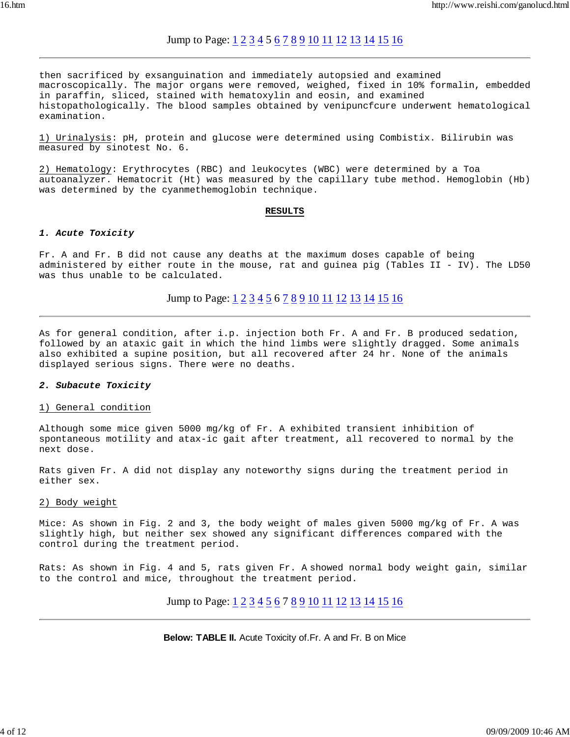then sacrificed by exsanguination and immediately autopsied and examined macroscopically. The major organs were removed, weighed, fixed in 10% formalin, embedded in paraffin, sliced, stained with hematoxylin and eosin, and examined histopathologically. The blood samples obtained by venipuncfcure underwent hematological examination.

1) Urinalysis: pH, protein and glucose were determined using Combistix. Bilirubin was measured by sinotest No. 6.

2) Hematology: Erythrocytes (RBC) and leukocytes (WBC) were determined by a Toa autoanalyzer. Hematocrit (Ht) was measured by the capillary tube method. Hemoglobin (Hb) was determined by the cyanmethemoglobin technique.

## RESULTS

### 1. Acute Toxicity

Fr. A and Fr. B did not cause any deaths at the maximum doses capable of being administered by either route in the mouse, rat and guinea pig (Tables II - IV). The LD50 was thus unable to be calculated.

As for general condition, after i.p. injection both Fr. A and Fr. B produced sedation, followed by an ataxic gait in which the hind limbs were slightly dragged. Some animals also exhibited a supine position, but all recovered after 24 hr. None of the animals displayed serious signs. There were no deaths.

### 2. Subacute Toxicity

1) General condition

Although some mice given 5000 mg/kg of Fr. A exhibited transient inhibition of spontaneous motility and atax-ic gait after treatment, all recovered to normal by the next dose.

Rats given Fr. A did not display any noteworthy signs during the treatment period in either sex.

2) Body weight

Mice: As shown in Fig. 2 and 3, the body weight of males given 5000 mg/kg of Fr. A was slightly high, but neither sex showed any significant differences compared with the control during the treatment period.

Rats: As shown in Fig. 4 and 5, rats given Fr. A showed normal body weight gain, similar to the control and mice, throughout the treatment period.

**Below: TABLE II.** Acute Toxicity of.Fr. A and Fr. B on Mice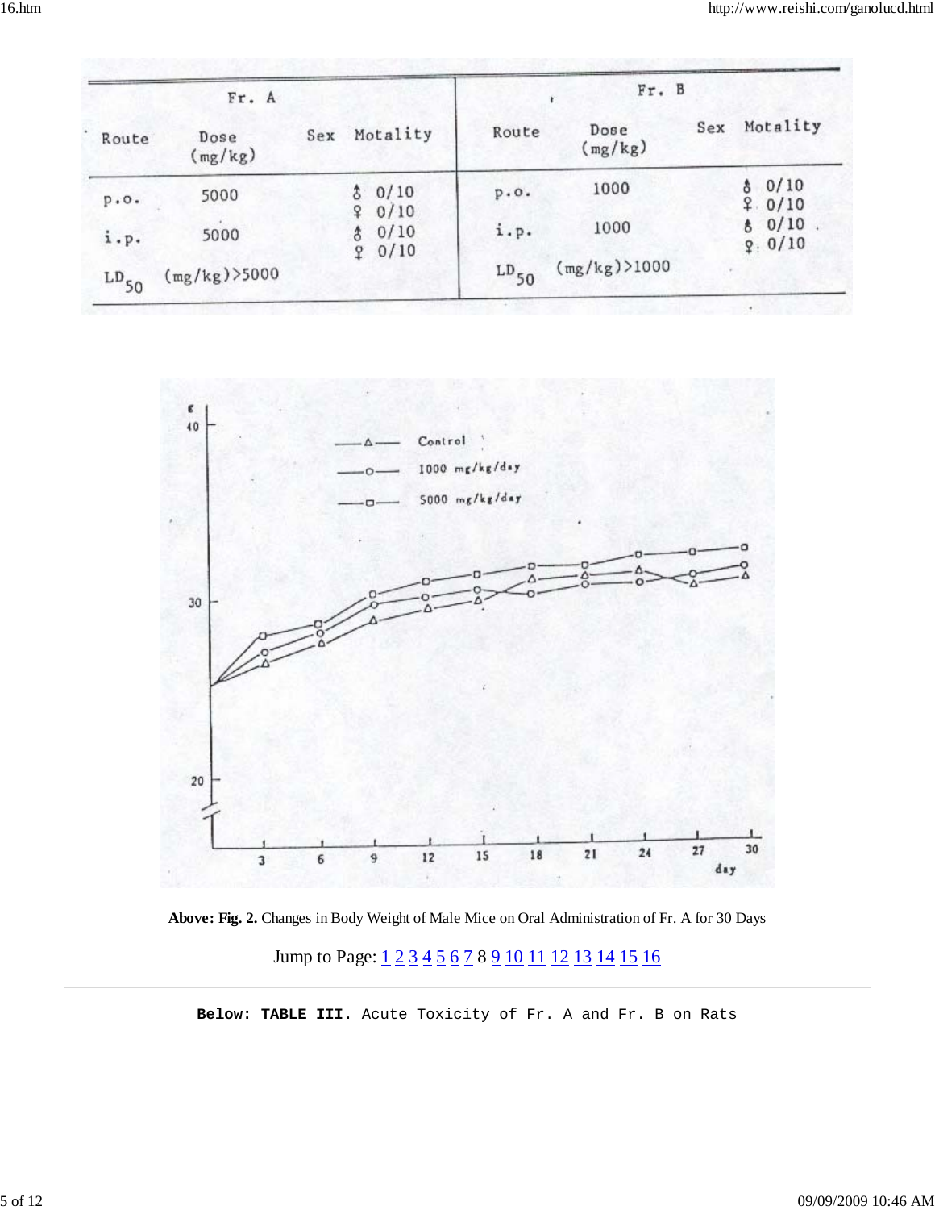| Fr. A | | | | Fr. B | | | |
|---|---|---|---|---|---|---|---|
| Route | Dose (mg/kg) | Sex | Motality | Route | Dose (mg/kg) | Sex | Motality |
| p.o. | 5000 | ♂ | 0/10 | p.o. | 1000 | ♂ | 0/10 |
| | | ♀ | 0/10 | | | ♀ | 0/10 |
| i.p. | 5000 | ♂ | 0/10 | i.p. | 1000 | ♂ | 0/10 |
| | | ♀ | 0/10 | | | ♀ | 0/10 |
| $LD_{50}$ (mg/kg)>5000 | | | | $LD_{50}$ (mg/kg)>1000 | | | |

**Above: Fig. 2.** Changes in Body Weight of Male Mice on Oral Administration of Fr. A for 30 Days

Jump to Page: 1 2 3 4 5 6 7 8 9 10 11 12 13 14 15 16

**Below: TABLE III.** Acute Toxicity of Fr. A and Fr. B on Rats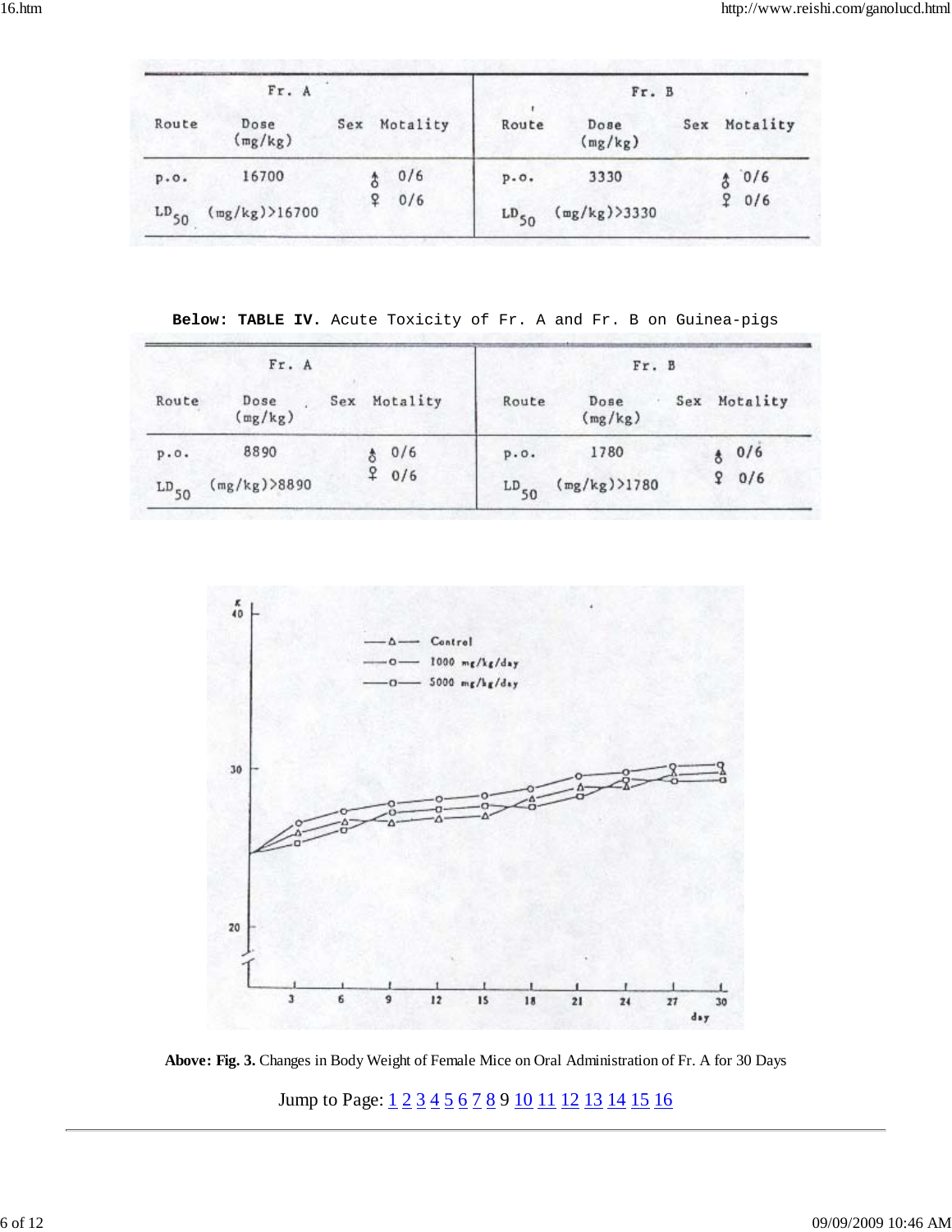| Fr. A | | | | Fr. B | | | |
|---|---|---|---|---|---|---|---|
| Route | Dose (mg/kg) | Sex | Motality | Route | Dose (mg/kg) | Sex | Motality |
| p.o. | 16700 | ♂ | 0/6 | p.o. | 3330 | ♂ | 0/6 |
| | | ♀ | 0/6 | | | ♀ | 0/6 |
| $LD_{50}$ (mg/kg)>16700 | | | | $LD_{50}$ (mg/kg)>3330 | | | |

**Below: TABLE IV.** Acute Toxicity of Fr. A and Fr. B on Guinea-pigs

| Fr. A | | | | Fr. B | | | |
|---|---|---|---|---|---|---|---|
| Route | Dose (mg/kg) | Sex | Motality | Route | Dose (mg/kg) | Sex | Motality |
| p.o. | 8890 | ♂ | 0/6 | p.o. | 1780 | ♂ | 0/6 |
| | | ♀ | 0/6 | | | ♀ | 0/6 |
| $LD_{50}$ (mg/kg)>8890 | | | | $LD_{50}$ (mg/kg)>1780 | | | |

**Above: Fig. 3.** Changes in Body Weight of Female Mice on Oral Administration of Fr. A for 30 Days

Jump to Page: 1 2 3 4 5 6 7 8 9 10 11 12 13 14 15 16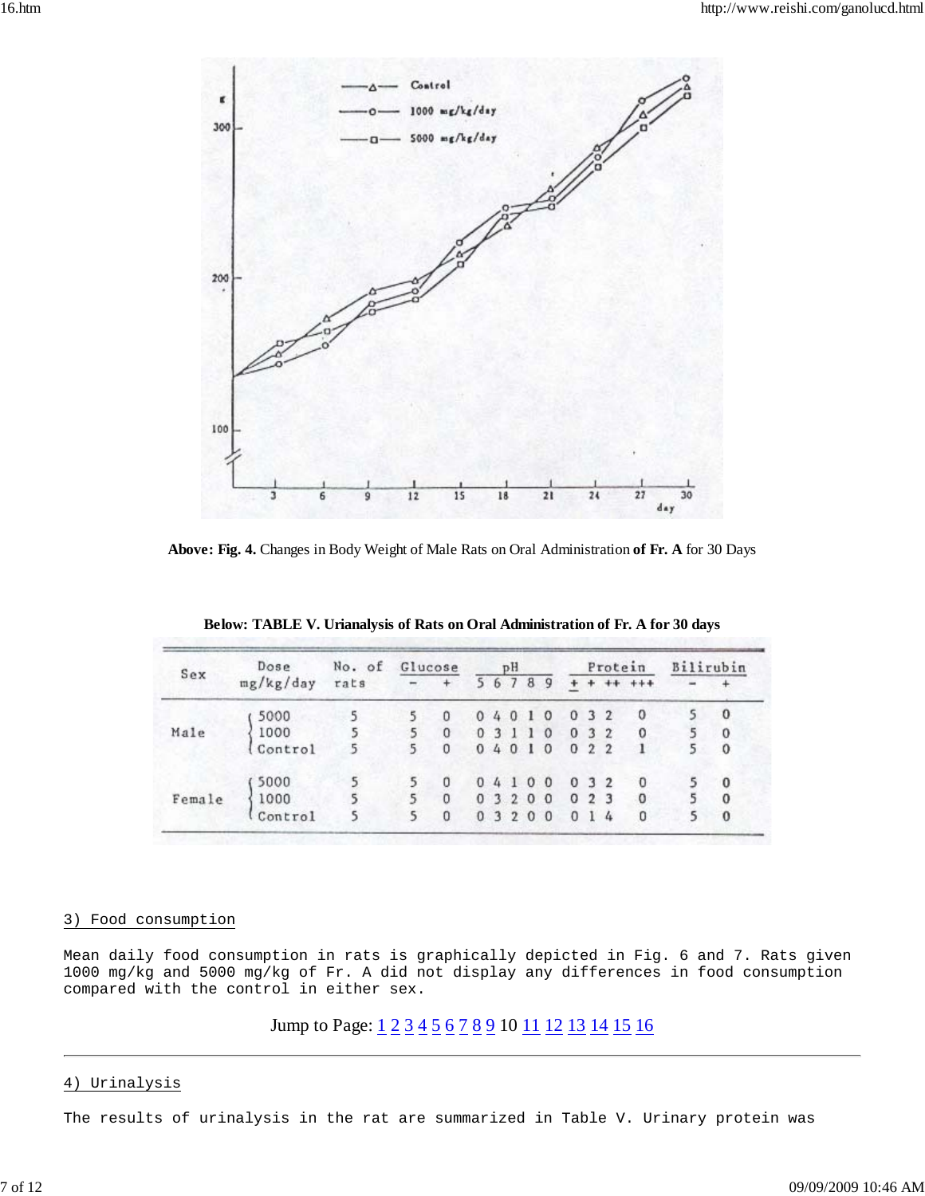**Above: Fig. 4.** Changes in Body Weight of Male Rats on Oral Administration **of Fr. A** for 30 Days

**Below: TABLE V. Urinalysis of Rats on Oral Administration of Fr. A for 30 days**

| Sex | Dose mg/kg/day | No. of rats | Glucose − | Glucose + | pH 5 | pH 6 | pH 7 | pH 8 | pH 9 | Protein ± | Protein + | Protein ++ | Protein +++ | Bilirubin − | Bilirubin + |
|---|---|---|---|---|---|---|---|---|---|---|---|---|---|---|---|
| Male | 5000 | 5 | 5 | 0 | 0 | 4 | 0 | 1 | 0 | 0 | 3 | 2 | 0 | 5 | 0 |
| | 1000 | 5 | 5 | 0 | 0 | 3 | 1 | 1 | 0 | 0 | 3 | 2 | 0 | 5 | 0 |
| | Control | 5 | 5 | 0 | 0 | 4 | 0 | 1 | 0 | 0 | 2 | 2 | 1 | 5 | 0 |
| Female | 5000 | 5 | 5 | 0 | 0 | 4 | 1 | 0 | 0 | 0 | 3 | 2 | 0 | 5 | 0 |
| | 1000 | 5 | 5 | 0 | 0 | 3 | 2 | 0 | 0 | 0 | 2 | 3 | 0 | 5 | 0 |
| | Control | 5 | 5 | 0 | 0 | 3 | 2 | 0 | 0 | 0 | 1 | 4 | 0 | 5 | 0 |

### 3) Food consumption

Mean daily food consumption in rats is graphically depicted in Fig. 6 and 7. Rats given 1000 mg/kg and 5000 mg/kg of Fr. A did not display any differences in food consumption compared with the control in either sex.

Jump to Page: 1 2 3 4 5 6 7 8 9 10 11 12 13 14 15 16

---

### 4) Urinalysis

The results of urinalysis in the rat are summarized in Table V. Urinary protein was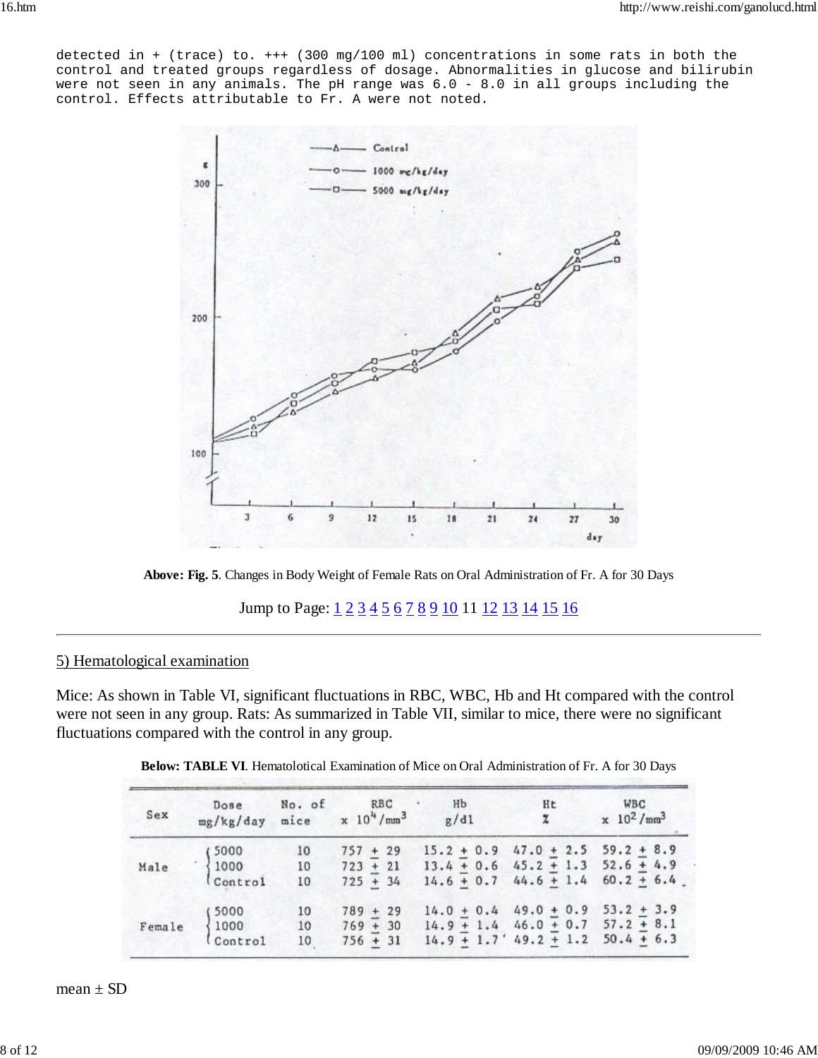detected in + (trace) to. +++ (300 mg/100 ml) concentrations in some rats in both the control and treated groups regardless of dosage. Abnormalities in glucose and bilirubin were not seen in any animals. The pH range was 6.0 - 8.0 in all groups including the control. Effects attributable to Fr. A were not noted.

**Above: Fig. 5**. Changes in Body Weight of Female Rats on Oral Administration of Fr. A for 30 Days

Jump to Page: 1 2 3 4 5 6 7 8 9 10 11 12 13 14 15 16

5) Hematological examination

Mice: As shown in Table VI, significant fluctuations in RBC, WBC, Hb and Ht compared with the control were not seen in any group. Rats: As summarized in Table VII, similar to mice, there were no significant fluctuations compared with the control in any group.

**Below: TABLE VI**. Hematolotical Examination of Mice on Oral Administration of Fr. A for 30 Days

| Sex | Dose mg/kg/day | No. of mice | RBC $\times 10^4/mm^3$ | Hb g/dl | Ht % | WBC $\times 10^2/mm^3$ |
|---|---|---|---|---|---|---|
| Male | 5000 | 10 | 757 ± 29 | 15.2 ± 0.9 | 47.0 ± 2.5 | 59.2 ± 8.9 |
| | 1000 | 10 | 723 ± 21 | 13.4 ± 0.6 | 45.2 ± 1.3 | 52.6 ± 4.9 |
| | Control | 10 | 725 ± 34 | 14.6 ± 0.7 | 44.6 ± 1.4 | 60.2 ± 6.4 |
| Female | 5000 | 10 | 789 ± 29 | 14.0 ± 0.4 | 49.0 ± 0.9 | 53.2 ± 3.9 |
| | 1000 | 10 | 769 ± 30 | 14.9 ± 1.4 | 46.0 ± 0.7 | 57.2 ± 8.1 |
| | Control | 10 | 756 ± 31 | 14.9 ± 1.7 | 49.2 ± 1.2 | 50.4 ± 6.3 |

mean ± SD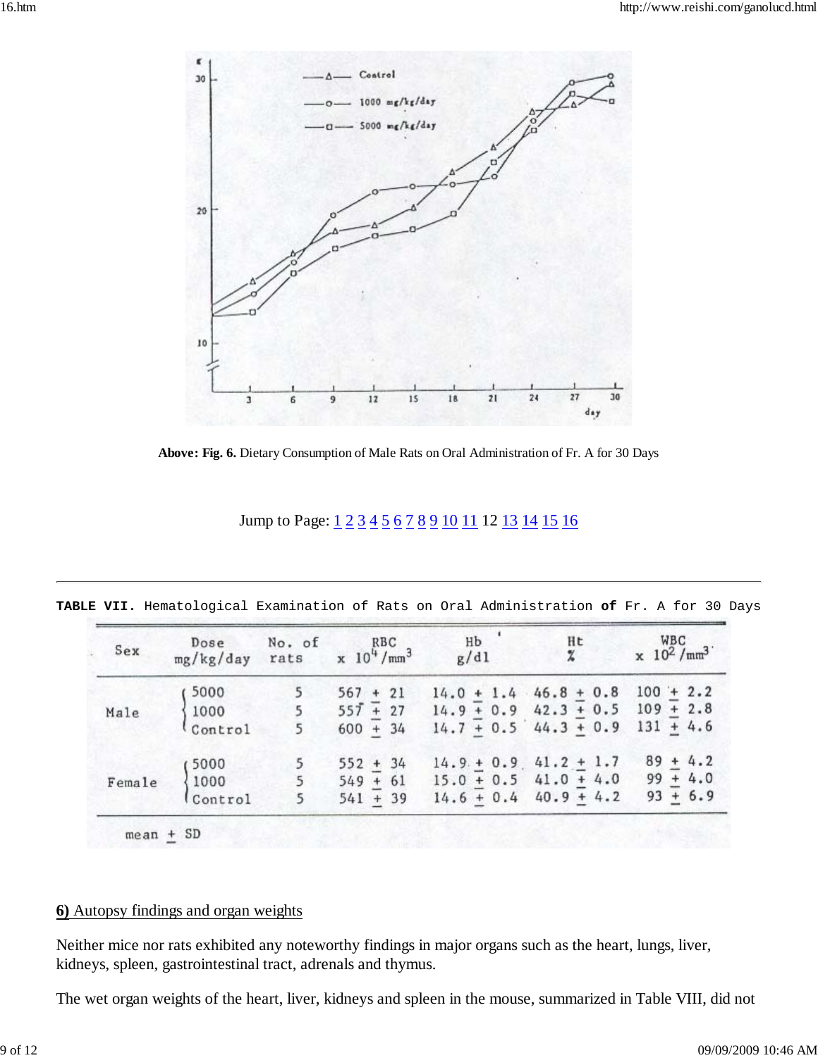**Above: Fig. 6.** Dietary Consumption of Male Rats on Oral Administration of Fr. A for 30 Days

Jump to Page: [1](#) [2](#) [3](#) [4](#) [5](#) [6](#) [7](#) [8](#) [9](#) [10](#) [11](#) 12 [13](#) [14](#) [15](#) [16](#)

---

**TABLE VII.** Hematological Examination of Rats on Oral Administration **of** Fr. A for 30 Days

| Sex | Dose mg/kg/day | No. of rats | RBC $\times 10^4/mm^3$ | Hb g/dl | Ht % | WBC $\times 10^2/mm^3$ |
|---|---|---|---|---|---|---|
| Male | 5000 | 5 | 567 ± 21 | 14.0 ± 1.4 | 46.8 ± 0.8 | 100 ± 2.2 |
| | 1000 | 5 | 557 ± 27 | 14.9 ± 0.9 | 42.3 ± 0.5 | 109 ± 2.8 |
| | Control | 5 | 600 ± 34 | 14.7 ± 0.5 | 44.3 ± 0.9 | 131 ± 4.6 |
| Female | 5000 | 5 | 552 ± 34 | 14.9 ± 0.9 | 41.2 ± 1.7 | 89 ± 4.2 |
| | 1000 | 5 | 549 ± 61 | 15.0 ± 0.5 | 41.0 ± 4.0 | 99 ± 4.0 |
| | Control | 5 | 541 ± 39 | 14.6 ± 0.4 | 40.9 ± 4.2 | 93 ± 6.9 |

mean ± SD

**6)** Autopsy findings and organ weights

Neither mice nor rats exhibited any noteworthy findings in major organs such as the heart, lungs, liver, kidneys, spleen, gastrointestinal tract, adrenals and thymus.

The wet organ weights of the heart, liver, kidneys and spleen in the mouse, summarized in Table VIII, did not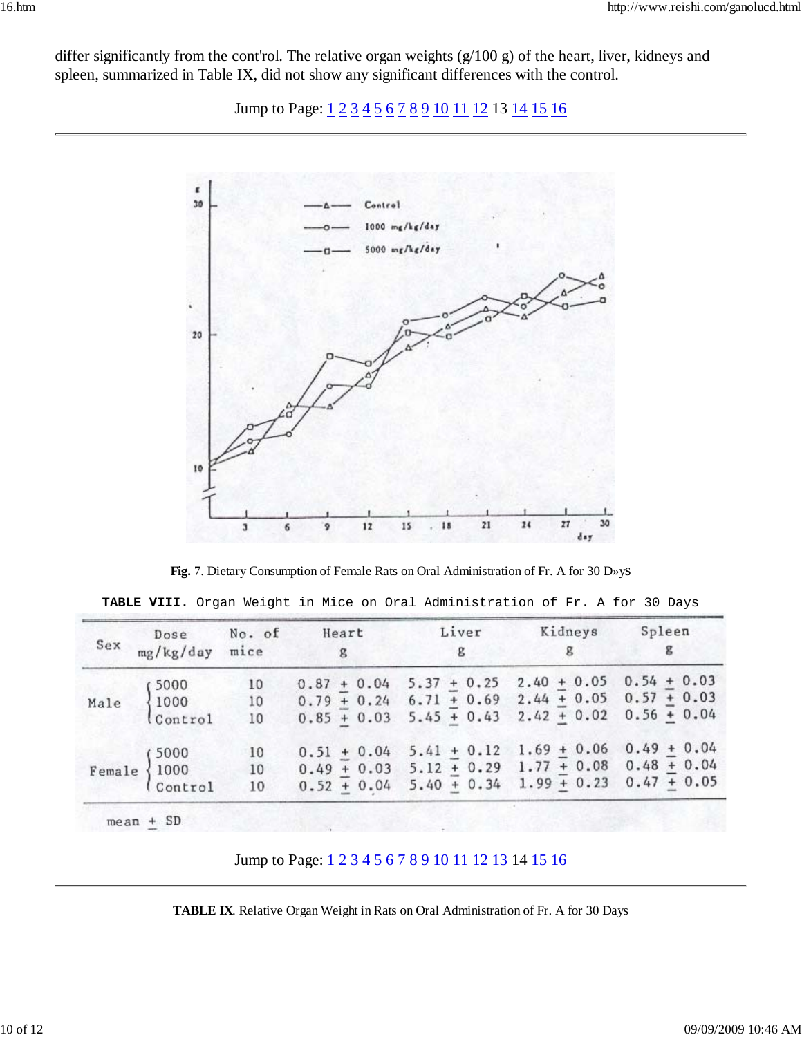differ significantly from the cont'rol. The relative organ weights (g/100 g) of the heart, liver, kidneys and spleen, summarized in Table IX, did not show any significant differences with the control.

Jump to Page: 1 2 3 4 5 6 7 8 9 10 11 12 13 14 15 16

**Fig.** 7. Dietary Consumption of Female Rats on Oral Administration of Fr. A for 30 D»yS

**TABLE VIII.** Organ Weight in Mice on Oral Administration of Fr. A for 30 Days

| Sex | Dose mg/kg/day | No. of mice | Heart g | Liver g | Kidneys g | Spleen g |
|---|---|---|---|---|---|---|
| Male | 5000 | 10 | 0.87 ± 0.04 | 5.37 ± 0.25 | 2.40 ± 0.05 | 0.54 ± 0.03 |
| | 1000 | 10 | 0.79 ± 0.24 | 6.71 ± 0.69 | 2.44 ± 0.05 | 0.57 ± 0.03 |
| | Control | 10 | 0.85 ± 0.03 | 5.45 ± 0.43 | 2.42 ± 0.02 | 0.56 ± 0.04 |
| Female | 5000 | 10 | 0.51 ± 0.04 | 5.41 ± 0.12 | 1.69 ± 0.06 | 0.49 ± 0.04 |
| | 1000 | 10 | 0.49 ± 0.03 | 5.12 ± 0.29 | 1.77 ± 0.08 | 0.48 ± 0.04 |
| | Control | 10 | 0.52 ± 0.04 | 5.40 ± 0.34 | 1.99 ± 0.23 | 0.47 ± 0.05 |

mean ± SD

Jump to Page: 1 2 3 4 5 6 7 8 9 10 11 12 13 14 15 16

**TABLE IX**. Relative Organ Weight in Rats on Oral Administration of Fr. A for 30 Days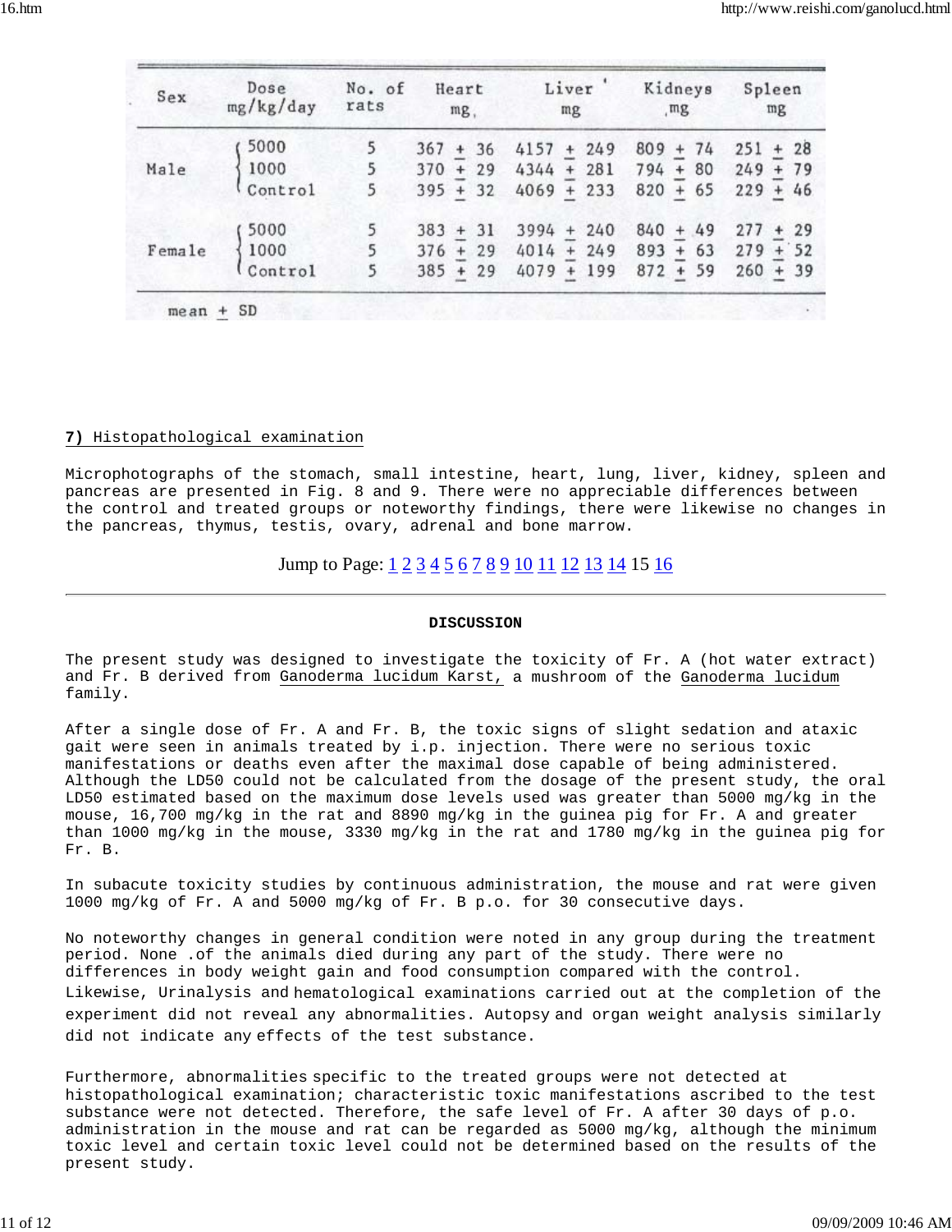| Sex | Dose mg/kg/day | No. of rats | Heart mg | Liver mg | Kidneys mg | Spleen mg |
|---|---|---|---|---|---|---|
| Male | 5000 | 5 | 367 ± 36 | 4157 ± 249 | 809 ± 74 | 251 ± 28 |
| | 1000 | 5 | 370 ± 29 | 4344 ± 281 | 794 ± 80 | 249 ± 79 |
| | Control | 5 | 395 ± 32 | 4069 ± 233 | 820 ± 65 | 229 ± 46 |
| Female | 5000 | 5 | 383 ± 31 | 3994 ± 240 | 840 ± 49 | 277 ± 29 |
| | 1000 | 5 | 376 ± 29 | 4014 ± 249 | 893 ± 63 | 279 ± 52 |
| | Control | 5 | 385 ± 29 | 4079 ± 199 | 872 ± 59 | 260 ± 39 |

mean ± SD

**7)** Histopathological examination

Microphotographs of the stomach, small intestine, heart, lung, liver, kidney, spleen and pancreas are presented in Fig. 8 and 9. There were no appreciable differences between the control and treated groups or noteworthy findings, there were likewise no changes in the pancreas, thymus, testis, ovary, adrenal and bone marrow.

Jump to Page: 1 2 3 4 5 6 7 8 9 10 11 12 13 14 15 16

---

## DISCUSSION

The present study was designed to investigate the toxicity of Fr. A (hot water extract) and Fr. B derived from Ganoderma lucidum Karst, a mushroom of the Ganoderma lucidum family.

After a single dose of Fr. A and Fr. B, the toxic signs of slight sedation and ataxic gait were seen in animals treated by i.p. injection. There were no serious toxic manifestations or deaths even after the maximal dose capable of being administered. Although the LD50 could not be calculated from the dosage of the present study, the oral LD50 estimated based on the maximum dose levels used was greater than 5000 mg/kg in the mouse, 16,700 mg/kg in the rat and 8890 mg/kg in the guinea pig for Fr. A and greater than 1000 mg/kg in the mouse, 3330 mg/kg in the rat and 1780 mg/kg in the guinea pig for Fr. B.

In subacute toxicity studies by continuous administration, the mouse and rat were given 1000 mg/kg of Fr. A and 5000 mg/kg of Fr. B p.o. for 30 consecutive days.

No noteworthy changes in general condition were noted in any group during the treatment period. None .of the animals died during any part of the study. There were no differences in body weight gain and food consumption compared with the control. Likewise, Urinalysis and hematological examinations carried out at the completion of the experiment did not reveal any abnormalities. Autopsy and organ weight analysis similarly did not indicate any effects of the test substance.

Furthermore, abnormalities specific to the treated groups were not detected at histopathological examination; characteristic toxic manifestations ascribed to the test substance were not detected. Therefore, the safe level of Fr. A after 30 days of p.o. administration in the mouse and rat can be regarded as 5000 mg/kg, although the minimum toxic level and certain toxic level could not be determined based on the results of the present study.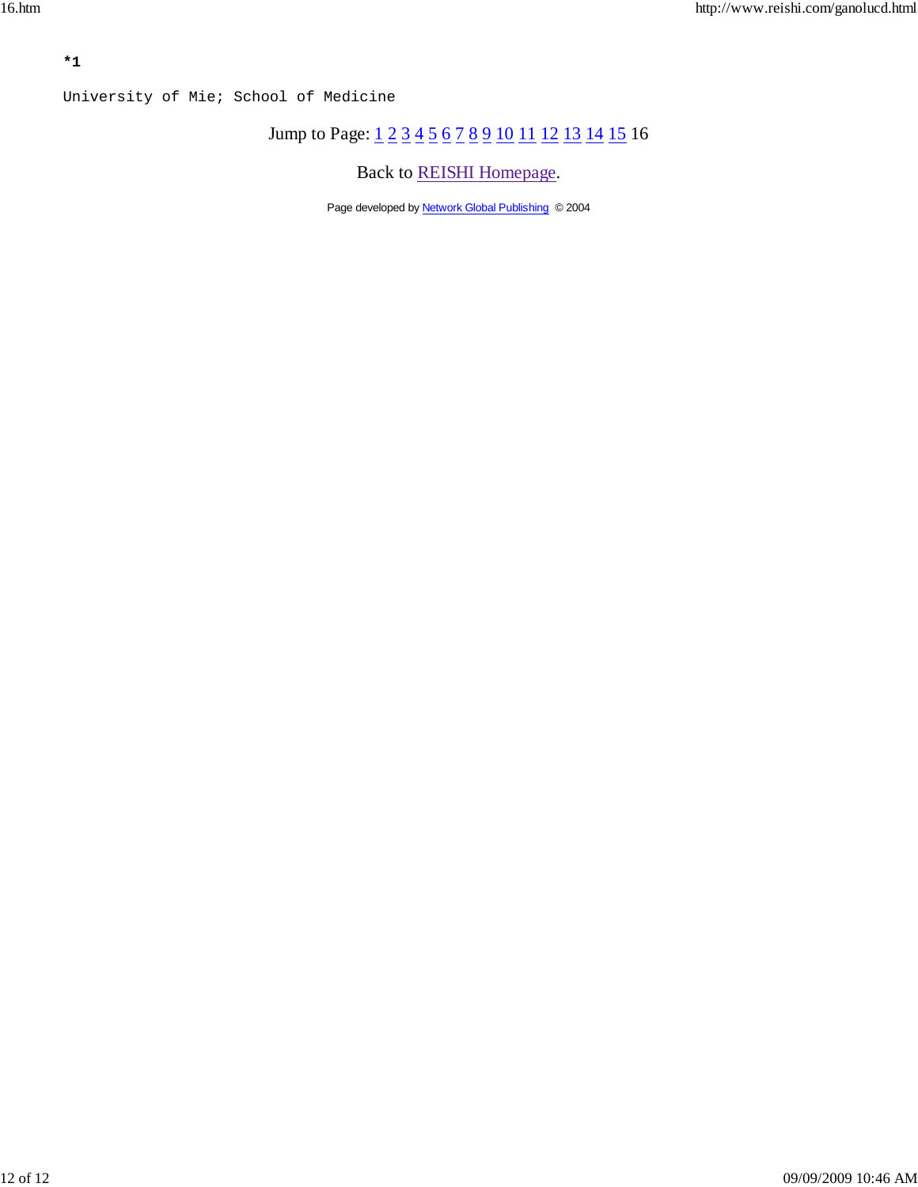**\*1**

University of Mie; School of Medicine

Jump to Page: 1 2 3 4 5 6 7 8 9 10 11 12 13 14 15 16

Back to REISHI Homepage.

Page developed by Network Global Publishing © 2004